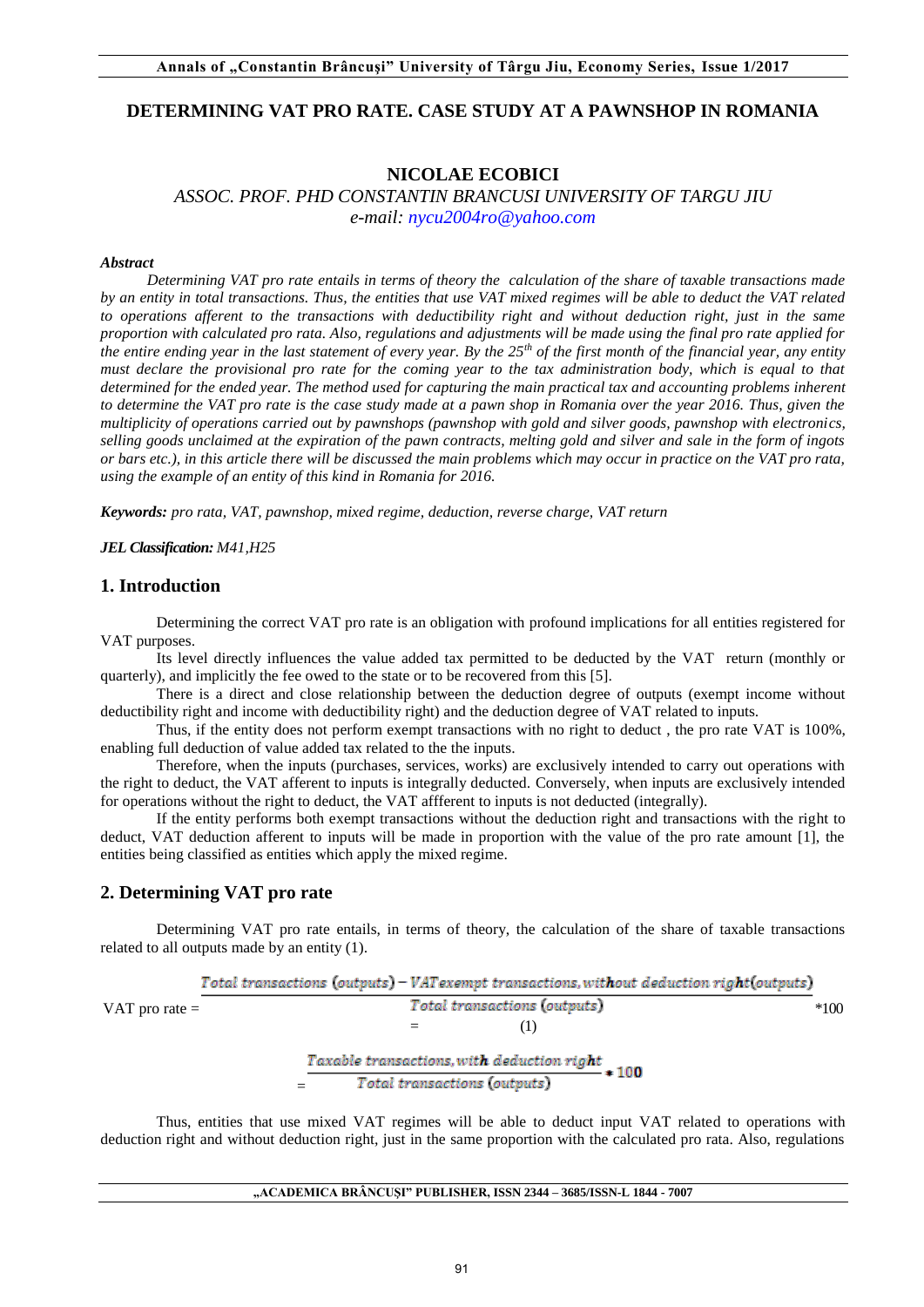# DETERMINING VAT PRO RATE. CASE STUDY AT A PAWNSHOP IN ROMANIA

**NICOLAE ECOBICI**

*ASSOC. PROF. PHD CONSTANTIN BRANCUSI UNIVERSITY OF TARGU JIU*

*e-mail: nycu2004ro@yahoo.com*

***Abstract***

*Determining VAT pro rate entails in terms of theory the calculation of the share of taxable transactions made by an entity in total transactions. Thus, the entities that use VAT mixed regimes will be able to deduct the VAT related to operations afferent to the transactions with deductibility right and without deduction right, just in the same proportion with calculated pro rata. Also, regulations and adjustments will be made using the final pro rate applied for the entire ending year in the last statement of every year. By the 25th of the first month of the financial year, any entity must declare the provisional pro rate for the coming year to the tax administration body, which is equal to that determined for the ended year. The method used for capturing the main practical tax and accounting problems inherent to determine the VAT pro rate is the case study made at a pawn shop in Romania over the year 2016. Thus, given the multiplicity of operations carried out by pawnshops (pawnshop with gold and silver goods, pawnshop with electronics, selling goods unclaimed at the expiration of the pawn contracts, melting gold and silver and sale in the form of ingots or bars etc.), in this article there will be discussed the main problems which may occur in practice on the VAT pro rata, using the example of an entity of this kind in Romania for 2016.*

***Keywords:*** *pro rata, VAT, pawnshop, mixed regime, deduction, reverse charge, VAT return*

***JEL Classification:*** *M41,H25*

## 1. Introduction

Determining the correct VAT pro rate is an obligation with profound implications for all entities registered for VAT purposes.

Its level directly influences the value added tax permitted to be deducted by the VAT return (monthly or quarterly), and implicitly the fee owed to the state or to be recovered from this [5].

There is a direct and close relationship between the deduction degree of outputs (exempt income without deductibility right and income with deductibility right) and the deduction degree of VAT related to inputs.

Thus, if the entity does not perform exempt transactions with no right to deduct , the pro rate VAT is 100%, enabling full deduction of value added tax related to the the inputs.

Therefore, when the inputs (purchases, services, works) are exclusively intended to carry out operations with the right to deduct, the VAT afferent to inputs is integrally deducted. Conversely, when inputs are exclusively intended for operations without the right to deduct, the VAT affferent to inputs is not deducted (integrally).

If the entity performs both exempt transactions without the deduction right and transactions with the right to deduct, VAT deduction afferent to inputs will be made in proportion with the value of the pro rate amount [1], the entities being classified as entities which apply the mixed regime.

## 2. Determining VAT pro rate

Determining VAT pro rate entails, in terms of theory, the calculation of the share of taxable transactions related to all outputs made by an entity (1).

$$\text{VAT pro rate} = \frac{\text{Total transactions (outputs)} - \text{VAT exempt transactions, without deduction right (outputs)}}{\text{Total transactions (outputs)}} * 100 = \quad (1)$$

$$= \frac{\text{Taxable transactions, with deduction right}}{\text{Total transactions (outputs)}} * 100$$

Thus, entities that use mixed VAT regimes will be able to deduct input VAT related to operations with deduction right and without deduction right, just in the same proportion with the calculated pro rata. Also, regulations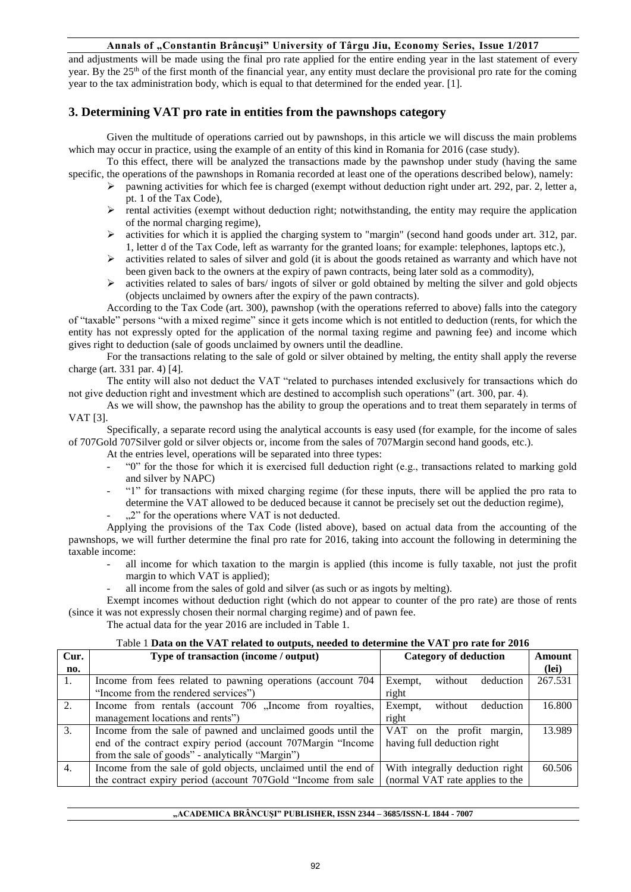and adjustments will be made using the final pro rate applied for the entire ending year in the last statement of every year. By the 25th of the first month of the financial year, any entity must declare the provisional pro rate for the coming year to the tax administration body, which is equal to that determined for the ended year. [1].

## 3. Determining VAT pro rate in entities from the pawnshops category

Given the multitude of operations carried out by pawnshops, in this article we will discuss the main problems which may occur in practice, using the example of an entity of this kind in Romania for 2016 (case study).

To this effect, there will be analyzed the transactions made by the pawnshop under study (having the same specific, the operations of the pawnshops in Romania recorded at least one of the operations described below), namely:

- pawning activities for which fee is charged (exempt without deduction right under art. 292, par. 2, letter a, pt. 1 of the Tax Code),
- rental activities (exempt without deduction right; notwithstanding, the entity may require the application of the normal charging regime),
- activities for which it is applied the charging system to "margin" (second hand goods under art. 312, par. 1, letter d of the Tax Code, left as warranty for the granted loans; for example: telephones, laptops etc.),
- activities related to sales of silver and gold (it is about the goods retained as warranty and which have not been given back to the owners at the expiry of pawn contracts, being later sold as a commodity),
- activities related to sales of bars/ ingots of silver or gold obtained by melting the silver and gold objects (objects unclaimed by owners after the expiry of the pawn contracts).

According to the Tax Code (art. 300), pawnshop (with the operations referred to above) falls into the category of "taxable" persons "with a mixed regime" since it gets income which is not entitled to deduction (rents, for which the entity has not expressly opted for the application of the normal taxing regime and pawning fee) and income which gives right to deduction (sale of goods unclaimed by owners until the deadline.

For the transactions relating to the sale of gold or silver obtained by melting, the entity shall apply the reverse charge (art. 331 par. 4) [4].

The entity will also not deduct the VAT "related to purchases intended exclusively for transactions which do not give deduction right and investment which are destined to accomplish such operations" (art. 300, par. 4).

As we will show, the pawnshop has the ability to group the operations and to treat them separately in terms of VAT [3].

Specifically, a separate record using the analytical accounts is easy used (for example, for the income of sales of 707Gold 707Silver gold or silver objects or, income from the sales of 707Margin second hand goods, etc.).

At the entries level, operations will be separated into three types:

- "0" for the those for which it is exercised full deduction right (e.g., transactions related to marking gold and silver by NAPC)
- "1" for transactions with mixed charging regime (for these inputs, there will be applied the pro rata to determine the VAT allowed to be deduced because it cannot be precisely set out the deduction regime),
- „2" for the operations where VAT is not deducted.

Applying the provisions of the Tax Code (listed above), based on actual data from the accounting of the pawnshops, we will further determine the final pro rate for 2016, taking into account the following in determining the taxable income:

- all income for which taxation to the margin is applied (this income is fully taxable, not just the profit margin to which VAT is applied);
- all income from the sales of gold and silver (as such or as ingots by melting).

Exempt incomes without deduction right (which do not appear to counter of the pro rate) are those of rents (since it was not expressly chosen their normal charging regime) and of pawn fee.

The actual data for the year 2016 are included in Table 1.

Table 1 **Data on the VAT related to outputs, needed to determine the VAT pro rate for 2016**

| Cur. no. | Type of transaction (income / output) | Category of deduction | Amount (lei) |
|---|---|---|---|
| 1. | Income from fees related to pawning operations (account 704 "Income from the rendered services") | Exempt, without deduction right | 267.531 |
| 2. | Income from rentals (account 706 „Income from royalties, management locations and rents") | Exempt, without deduction right | 16.800 |
| 3. | Income from the sale of pawned and unclaimed goods until the end of the contract expiry period (account 707Margin "Income from the sale of goods" - analytically "Margin") | VAT on the profit margin, having full deduction right | 13.989 |
| 4. | Income from the sale of gold objects, unclaimed until the end of the contract expiry period (account 707Gold "Income from sale | With integrally deduction right (normal VAT rate applies to the | 60.506 |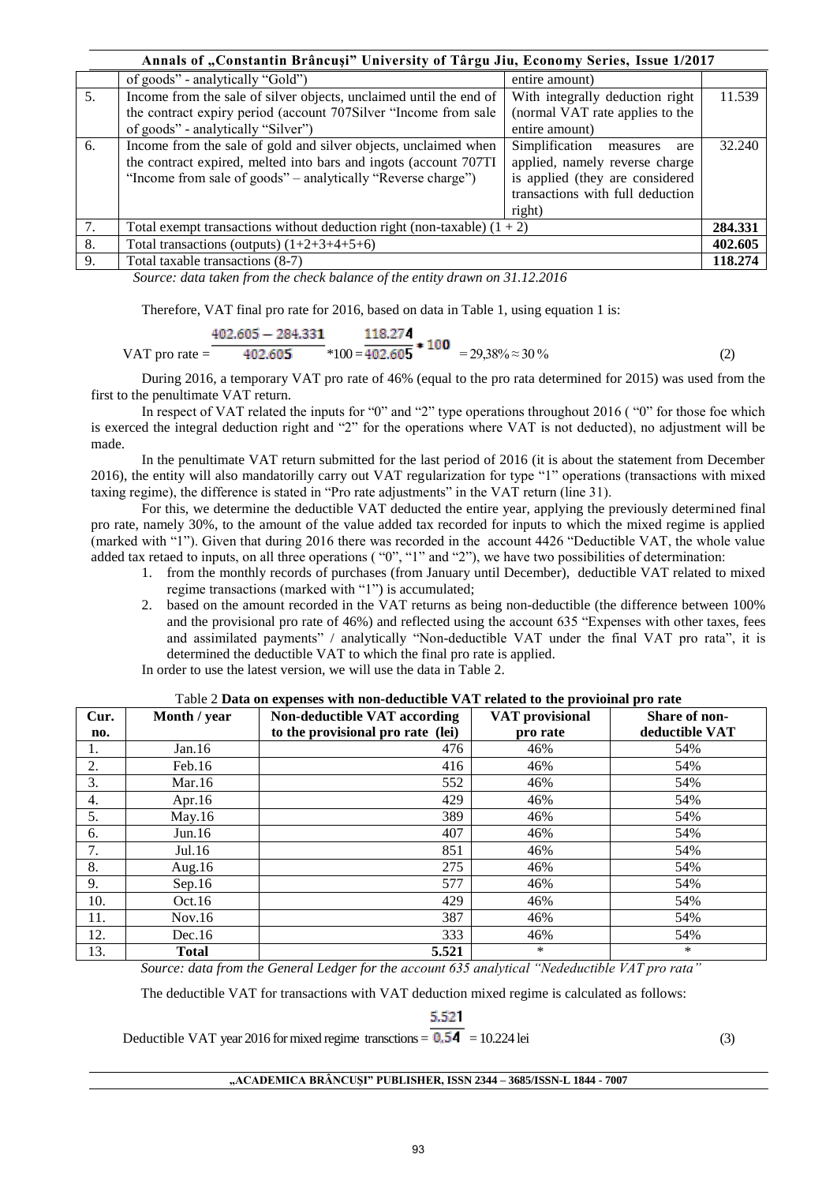| | | | |
|---|---|---|---|
| | of goods" - analytically "Gold") | entire amount) | |
| 5. | Income from the sale of silver objects, unclaimed until the end of the contract expiry period (account 707Silver "Income from sale of goods" - analytically "Silver") | With integrally deduction right (normal VAT rate applies to the entire amount) | 11.539 |
| 6. | Income from the sale of gold and silver objects, unclaimed when the contract expired, melted into bars and ingots (account 707TI "Income from sale of goods" – analytically "Reverse charge") | Simplification measures are applied, namely reverse charge is applied (they are considered transactions with full deduction right) | 32.240 |
| 7. | Total exempt transactions without deduction right (non-taxable) (1 + 2) | | **284.331** |
| 8. | Total transactions (outputs) (1+2+3+4+5+6) | | **402.605** |
| 9. | Total taxable transactions (8-7) | | **118.274** |

*Source: data taken from the check balance of the entity drawn on 31.12.2016*

Therefore, VAT final pro rate for 2016, based on data in Table 1, using equation 1 is:

$$\text{VAT pro rate} = \frac{402.605 - 284.331}{402.605} * 100 = \frac{118.274}{402.605} * 100 = 29{,}38\% \approx 30\% \quad (2)$$

During 2016, a temporary VAT pro rate of 46% (equal to the pro rata determined for 2015) was used from the first to the penultimate VAT return.

In respect of VAT related the inputs for "0" and "2" type operations throughout 2016 ( "0" for those foe which is exerced the integral deduction right and "2" for the operations where VAT is not deducted), no adjustment will be made.

In the penultimate VAT return submitted for the last period of 2016 (it is about the statement from December 2016), the entity will also mandatorilly carry out VAT regularization for type "1" operations (transactions with mixed taxing regime), the difference is stated in "Pro rate adjustments" in the VAT return (line 31).

For this, we determine the deductible VAT deducted the entire year, applying the previously determined final pro rate, namely 30%, to the amount of the value added tax recorded for inputs to which the mixed regime is applied (marked with "1"). Given that during 2016 there was recorded in the account 4426 "Deductible VAT, the whole value added tax retaed to inputs, on all three operations ( "0", "1" and "2"), we have two possibilities of determination:

1. from the monthly records of purchases (from January until December), deductible VAT related to mixed regime transactions (marked with "1") is accumulated;
2. based on the amount recorded in the VAT returns as being non-deductible (the difference between 100% and the provisional pro rate of 46%) and reflected using the account 635 "Expenses with other taxes, fees and assimilated payments" / analytically "Non-deductible VAT under the final VAT pro rata", it is determined the deductible VAT to which the final pro rate is applied.

In order to use the latest version, we will use the data in Table 2.

Table 2 **Data on expenses with non-deductible VAT related to the provioinal pro rate**

| Cur. no. | Month / year | Non-deductible VAT according to the provisional pro rate (lei) | VAT provisional pro rate | Share of non-deductible VAT |
|---|---|---|---|---|
| 1. | Jan.16 | 476 | 46% | 54% |
| 2. | Feb.16 | 416 | 46% | 54% |
| 3. | Mar.16 | 552 | 46% | 54% |
| 4. | Apr.16 | 429 | 46% | 54% |
| 5. | May.16 | 389 | 46% | 54% |
| 6. | Jun.16 | 407 | 46% | 54% |
| 7. | Jul.16 | 851 | 46% | 54% |
| 8. | Aug.16 | 275 | 46% | 54% |
| 9. | Sep.16 | 577 | 46% | 54% |
| 10. | Oct.16 | 429 | 46% | 54% |
| 11. | Nov.16 | 387 | 46% | 54% |
| 12. | Dec.16 | 333 | 46% | 54% |
| 13. | **Total** | **5.521** | * | * |

*Source: data from the General Ledger for the account 635 analytical "Nedeductible VAT pro rata"*

The deductible VAT for transactions with VAT deduction mixed regime is calculated as follows:

$$\text{Deductible VAT year 2016 for mixed regime transctions} = \frac{5.521}{0{,}54} = 10.224 \text{ lei} \quad (3)$$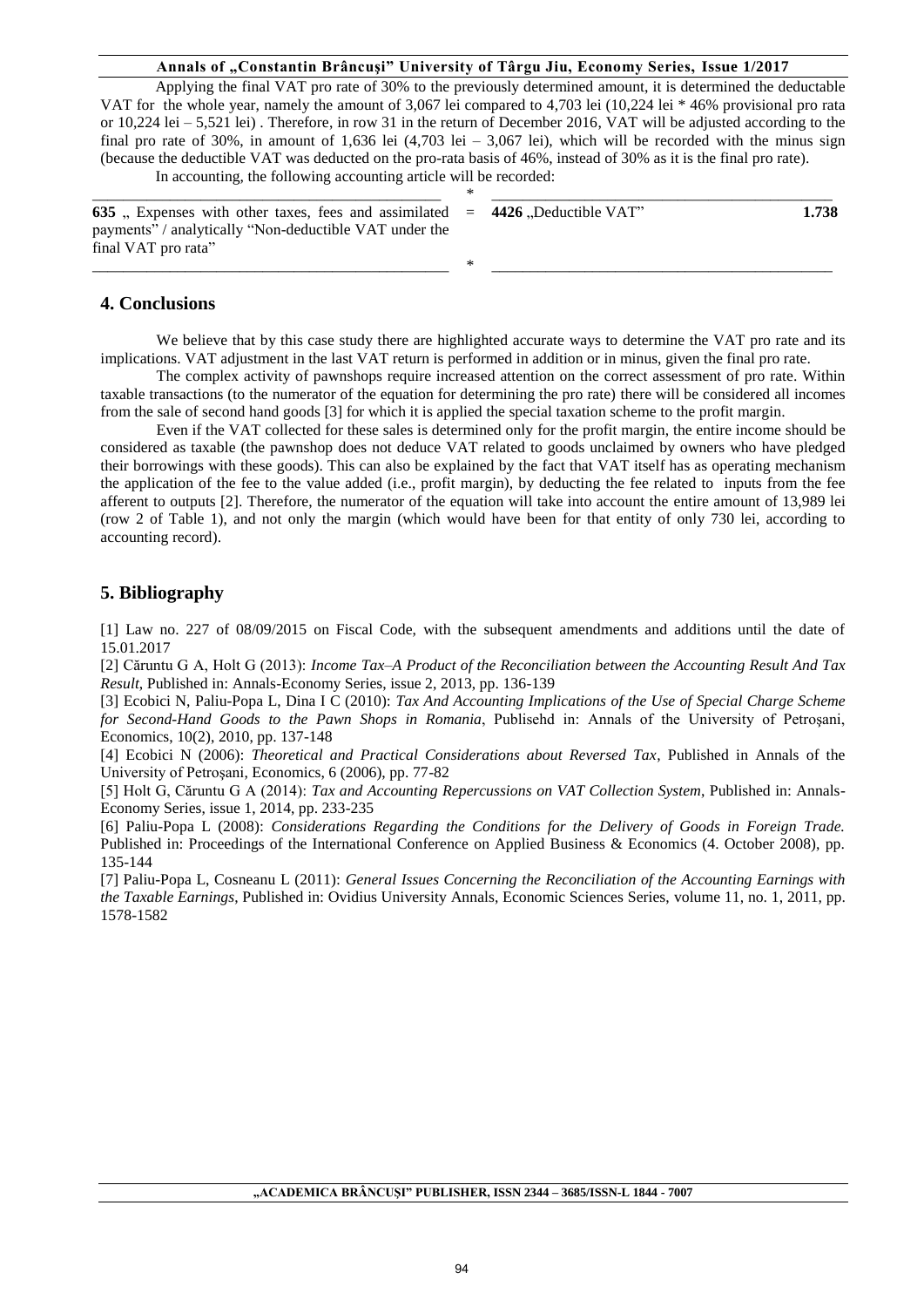Applying the final VAT pro rate of 30% to the previously determined amount, it is determined the deductable VAT for the whole year, namely the amount of 3,067 lei compared to 4,703 lei (10,224 lei * 46% provisional pro rata or 10,224 lei – 5,521 lei) . Therefore, in row 31 in the return of December 2016, VAT will be adjusted according to the final pro rate of 30%, in amount of 1,636 lei (4,703 lei – 3,067 lei), which will be recorded with the minus sign (because the deductible VAT was deducted on the pro-rata basis of 46%, instead of 30% as it is the final pro rate).

In accounting, the following accounting article will be recorded:

| | | | |
|---|---|---|---|
| **635** „ Expenses with other taxes, fees and assimilated payments" / analytically "Non-deductible VAT under the final VAT pro rata" | = | **4426** „Deductible VAT" | **1.738** |

## 4. Conclusions

We believe that by this case study there are highlighted accurate ways to determine the VAT pro rate and its implications. VAT adjustment in the last VAT return is performed in addition or in minus, given the final pro rate.

The complex activity of pawnshops require increased attention on the correct assessment of pro rate. Within taxable transactions (to the numerator of the equation for determining the pro rate) there will be considered all incomes from the sale of second hand goods [3] for which it is applied the special taxation scheme to the profit margin.

Even if the VAT collected for these sales is determined only for the profit margin, the entire income should be considered as taxable (the pawnshop does not deduce VAT related to goods unclaimed by owners who have pledged their borrowings with these goods). This can also be explained by the fact that VAT itself has as operating mechanism the application of the fee to the value added (i.e., profit margin), by deducting the fee related to inputs from the fee afferent to outputs [2]. Therefore, the numerator of the equation will take into account the entire amount of 13,989 lei (row 2 of Table 1), and not only the margin (which would have been for that entity of only 730 lei, according to accounting record).

## 5. Bibliography

[1] Law no. 227 of 08/09/2015 on Fiscal Code, with the subsequent amendments and additions until the date of 15.01.2017

[2] Căruntu G A, Holt G (2013): *Income Tax–A Product of the Reconciliation between the Accounting Result And Tax Result*, Published in: Annals-Economy Series, issue 2, 2013, pp. 136-139

[3] Ecobici N, Paliu-Popa L, Dina I C (2010): *Tax And Accounting Implications of the Use of Special Charge Scheme for Second-Hand Goods to the Pawn Shops in Romania*, Publisehd in: Annals of the University of Petroșani, Economics, 10(2), 2010, pp. 137-148

[4] Ecobici N (2006): *Theoretical and Practical Considerations about Reversed Tax*, Published in Annals of the University of Petroșani, Economics, 6 (2006), pp. 77-82

[5] Holt G, Căruntu G A (2014): *Tax and Accounting Repercussions on VAT Collection System*, Published in: Annals-Economy Series, issue 1, 2014, pp. 233-235

[6] Paliu-Popa L (2008): *Considerations Regarding the Conditions for the Delivery of Goods in Foreign Trade.* Published in: Proceedings of the International Conference on Applied Business & Economics (4. October 2008), pp. 135-144

[7] Paliu-Popa L, Cosneanu L (2011): *General Issues Concerning the Reconciliation of the Accounting Earnings with the Taxable Earnings*, Published in: Ovidius University Annals, Economic Sciences Series, volume 11, no. 1, 2011, pp. 1578-1582